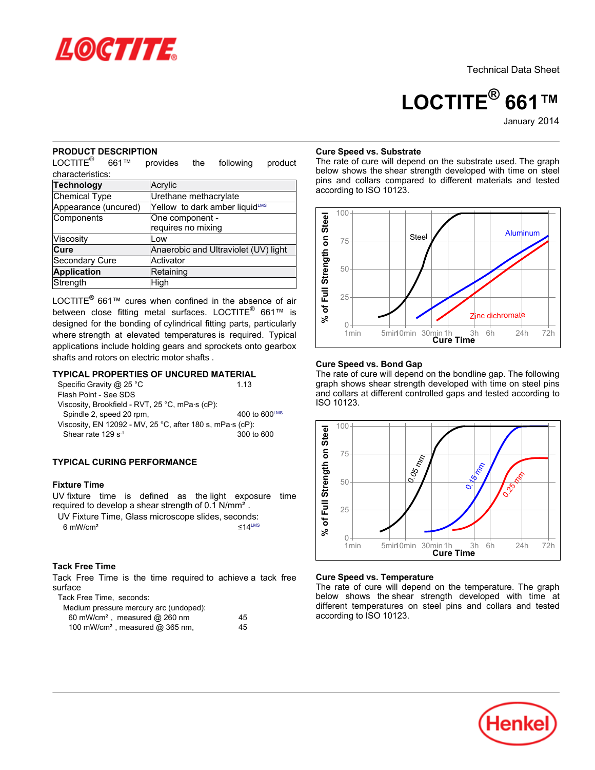Technical Data Sheet

# LOCTITE® 661™

January 2014

## PRODUCT DESCRIPTION

LOCTITE® 661™ provides the following product characteristics:

| **Technology** | Acrylic |
|---|---|
| Chemical Type | Urethane methacrylate |
| Appearance (uncured) | Yellow to dark amber liquid[LMS] |
| Components | One component - requires no mixing |
| Viscosity | Low |
| **Cure** | Anaerobic and Ultraviolet (UV) light |
| Secondary Cure | Activator |
| **Application** | Retaining |
| Strength | High |

LOCTITE® 661™ cures when confined in the absence of air between close fitting metal surfaces. LOCTITE® 661™ is designed for the bonding of cylindrical fitting parts, particularly where strength at elevated temperatures is required. Typical applications include holding gears and sprockets onto gearbox shafts and rotors on electric motor shafts .

## TYPICAL PROPERTIES OF UNCURED MATERIAL

| | |
|---|---|
| Specific Gravity @ 25 °C | 1.13 |
| Flash Point - See SDS | |
| Viscosity, Brookfield - RVT, 25 °C, mPa·s (cP): | |
| Spindle 2, speed 20 rpm, | 400 to 600[LMS] |
| Viscosity, EN 12092 - MV, 25 °C, after 180 s, mPa·s (cP): | |
| Shear rate 129 $s^{-1}$ | 300 to 600 |

## TYPICAL CURING PERFORMANCE

### Fixture Time

UV fixture time is defined as the light exposure time required to develop a shear strength of 0.1 N/mm².

| UV Fixture Time, Glass microscope slides, seconds: | |
|---|---|
| 6 mW/cm² | ≤14[LMS] |

### Tack Free Time

Tack Free Time is the time required to achieve a tack free surface

| Tack Free Time, seconds: | |
|---|---|
| Medium pressure mercury arc (undoped): | |
| 60 mW/cm², measured @ 260 nm | 45 |
| 100 mW/cm², measured @ 365 nm, | 45 |

### Cure Speed vs. Substrate

The rate of cure will depend on the substrate used. The graph below shows the shear strength developed with time on steel pins and collars compared to different materials and tested according to ISO 10123.

### Cure Speed vs. Bond Gap

The rate of cure will depend on the bondline gap. The following graph shows shear strength developed with time on steel pins and collars at different controlled gaps and tested according to ISO 10123.

### Cure Speed vs. Temperature

The rate of cure will depend on the temperature. The graph below shows the shear strength developed with time at different temperatures on steel pins and collars and tested according to ISO 10123.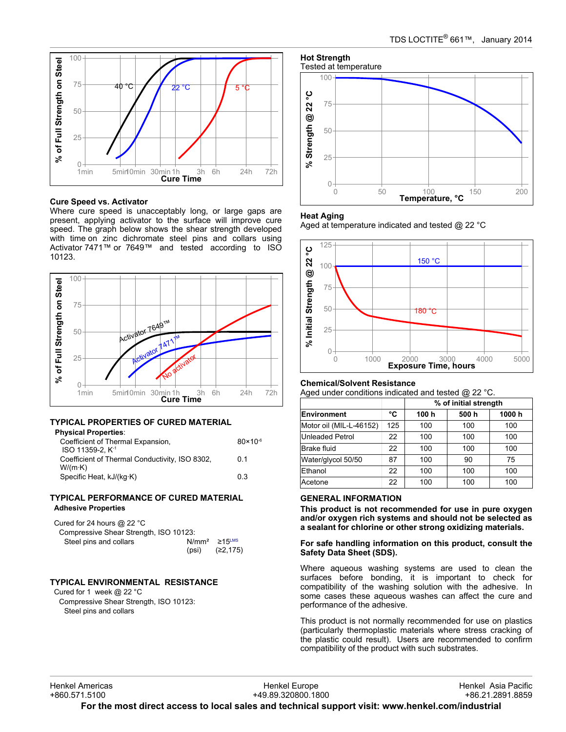### Cure Speed vs. Activator

Where cure speed is unacceptably long, or large gaps are present, applying activator to the surface will improve cure speed. The graph below shows the shear strength developed with time on zinc dichromate steel pins and collars using Activator 7471™ or 7649™ and tested according to ISO 10123.

## TYPICAL PROPERTIES OF CURED MATERIAL

**Physical Properties**:

| | |
|---|---|
| Coefficient of Thermal Expansion, ISO 11359-2, $K^{-1}$ | $80 \times 10^{-6}$ |
| Coefficient of Thermal Conductivity, ISO 8302, W/(m·K) | 0.1 |
| Specific Heat, kJ/(kg·K) | 0.3 |

## TYPICAL PERFORMANCE OF CURED MATERIAL

**Adhesive Properties**

Cured for 24 hours @ 22 °C

Compressive Shear Strength, ISO 10123:

| | | |
|---|---|---|
| Steel pins and collars | N/mm² | ≥15[LMS] |
| | (psi) | (≥2,175) |

## TYPICAL ENVIRONMENTAL RESISTANCE

Cured for 1 week @ 22 °C

Compressive Shear Strength, ISO 10123:

Steel pins and collars

### Hot Strength

Tested at temperature

### Heat Aging

Aged at temperature indicated and tested @ 22 °C

### Chemical/Solvent Resistance

Aged under conditions indicated and tested @ 22 °C.

| | | % of initial strength | | |
|---|---|---|---|---|
| **Environment** | **°C** | **100 h** | **500 h** | **1000 h** |
| Motor oil (MIL-L-46152) | 125 | 100 | 100 | 100 |
| Unleaded Petrol | 22 | 100 | 100 | 100 |
| Brake fluid | 22 | 100 | 100 | 100 |
| Water/glycol 50/50 | 87 | 100 | 90 | 75 |
| Ethanol | 22 | 100 | 100 | 100 |
| Acetone | 22 | 100 | 100 | 100 |

## GENERAL INFORMATION

**This product is not recommended for use in pure oxygen and/or oxygen rich systems and should not be selected as a sealant for chlorine or other strong oxidizing materials.**

**For safe handling information on this product, consult the Safety Data Sheet (SDS).**

Where aqueous washing systems are used to clean the surfaces before bonding, it is important to check for compatibility of the washing solution with the adhesive. In some cases these aqueous washes can affect the cure and performance of the adhesive.

This product is not normally recommended for use on plastics (particularly thermoplastic materials where stress cracking of the plastic could result). Users are recommended to confirm compatibility of the product with such substrates.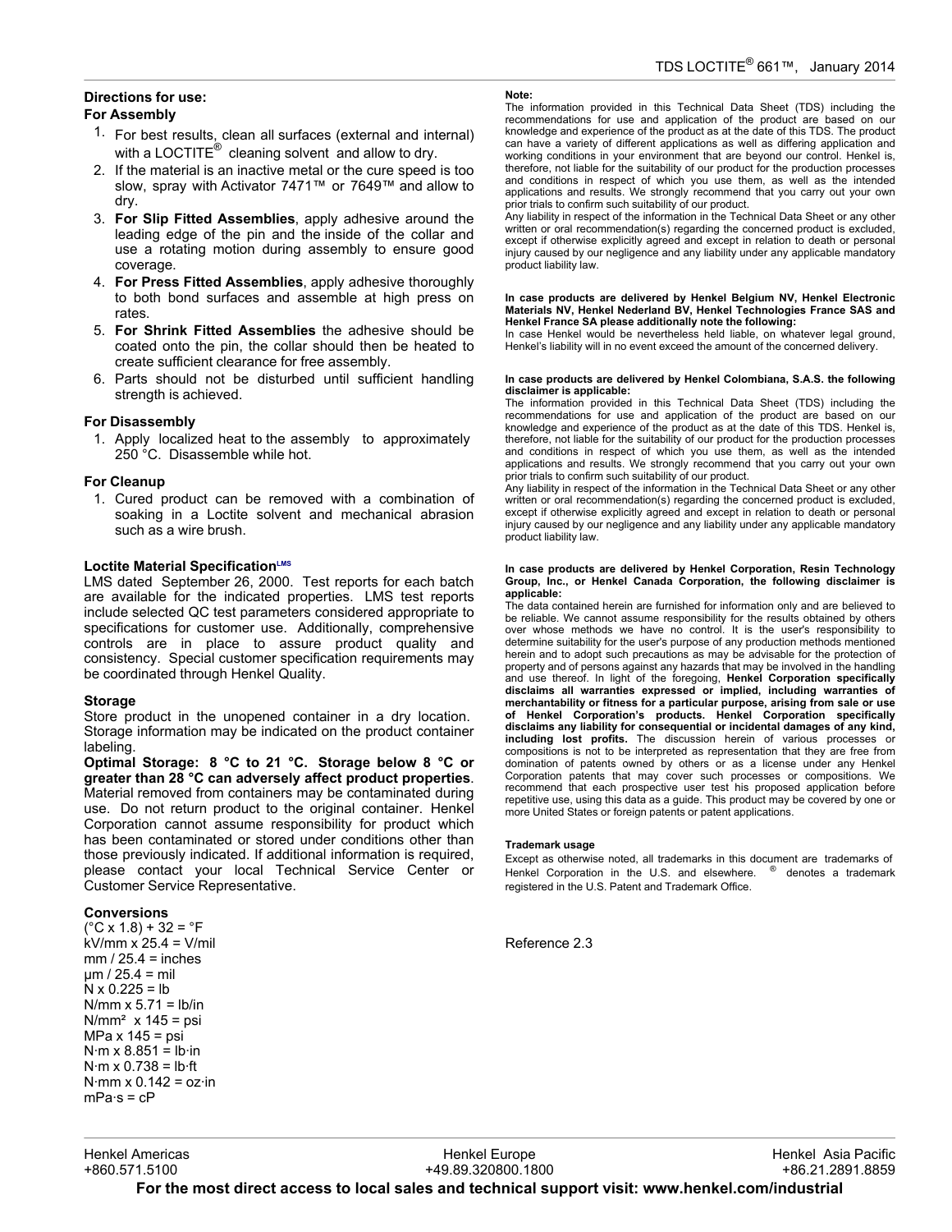## Directions for use:

### For Assembly

1. For best results, clean all surfaces (external and internal) with a LOCTITE® cleaning solvent and allow to dry.
2. If the material is an inactive metal or the cure speed is too slow, spray with Activator 7471™ or 7649™ and allow to dry.
3. **For Slip Fitted Assemblies**, apply adhesive around the leading edge of the pin and the inside of the collar and use a rotating motion during assembly to ensure good coverage.
4. **For Press Fitted Assemblies**, apply adhesive thoroughly to both bond surfaces and assemble at high press on rates.
5. **For Shrink Fitted Assemblies** the adhesive should be coated onto the pin, the collar should then be heated to create sufficient clearance for free assembly.
6. Parts should not be disturbed until sufficient handling strength is achieved.

### For Disassembly

1. Apply localized heat to the assembly to approximately 250 °C. Disassemble while hot.

### For Cleanup

1. Cured product can be removed with a combination of soaking in a Loctite solvent and mechanical abrasion such as a wire brush.

### Loctite Material Specification[LMS]

LMS dated September 26, 2000. Test reports for each batch are available for the indicated properties. LMS test reports include selected QC test parameters considered appropriate to specifications for customer use. Additionally, comprehensive controls are in place to assure product quality and consistency. Special customer specification requirements may be coordinated through Henkel Quality.

### Storage

Store product in the unopened container in a dry location. Storage information may be indicated on the product container labeling.

**Optimal Storage: 8 °C to 21 °C. Storage below 8 °C or greater than 28 °C can adversely affect product properties**. Material removed from containers may be contaminated during use. Do not return product to the original container. Henkel Corporation cannot assume responsibility for product which has been contaminated or stored under conditions other than those previously indicated. If additional information is required, please contact your local Technical Service Center or Customer Service Representative.

### Conversions

(°C x 1.8) + 32 = °F
kV/mm x 25.4 = V/mil
mm / 25.4 = inches
µm / 25.4 = mil
N x 0.225 = lb
N/mm x 5.71 = lb/in
N/mm² x 145 = psi
MPa x 145 = psi
N·m x 8.851 = lb·in
N·m x 0.738 = lb·ft
N·mm x 0.142 = oz·in
mPa·s = cP

**Note:**
The information provided in this Technical Data Sheet (TDS) including the recommendations for use and application of the product are based on our knowledge and experience of the product as at the date of this TDS. The product can have a variety of different applications as well as differing application and working conditions in your environment that are beyond our control. Henkel is, therefore, not liable for the suitability of our product for the production processes and conditions in respect of which you use them, as well as the intended applications and results. We strongly recommend that you carry out your own prior trials to confirm such suitability of our product.
Any liability in respect of the information in the Technical Data Sheet or any other written or oral recommendation(s) regarding the concerned product is excluded, except if otherwise explicitly agreed and except in relation to death or personal injury caused by our negligence and any liability under any applicable mandatory product liability law.

**In case products are delivered by Henkel Belgium NV, Henkel Electronic Materials NV, Henkel Nederland BV, Henkel Technologies France SAS and Henkel France SA please additionally note the following:**
In case Henkel would be nevertheless held liable, on whatever legal ground, Henkel's liability will in no event exceed the amount of the concerned delivery.

**In case products are delivered by Henkel Colombiana, S.A.S. the following disclaimer is applicable:**
The information provided in this Technical Data Sheet (TDS) including the recommendations for use and application of the product are based on our knowledge and experience of the product as at the date of this TDS. Henkel is, therefore, not liable for the suitability of our product for the production processes and conditions in respect of which you use them, as well as the intended applications and results. We strongly recommend that you carry out your own prior trials to confirm such suitability of our product.
Any liability in respect of the information in the Technical Data Sheet or any other written or oral recommendation(s) regarding the concerned product is excluded, except if otherwise explicitly agreed and except in relation to death or personal injury caused by our negligence and any liability under any applicable mandatory product liability law.

**In case products are delivered by Henkel Corporation, Resin Technology Group, Inc., or Henkel Canada Corporation, the following disclaimer is applicable:**
The data contained herein are furnished for information only and are believed to be reliable. We cannot assume responsibility for the results obtained by others over whose methods we have no control. It is the user's responsibility to determine suitability for the user's purpose of any production methods mentioned herein and to adopt such precautions as may be advisable for the protection of property and of persons against any hazards that may be involved in the handling and use thereof. In light of the foregoing, **Henkel Corporation specifically disclaims all warranties expressed or implied, including warranties of merchantability or fitness for a particular purpose, arising from sale or use of Henkel Corporation's products. Henkel Corporation specifically disclaims any liability for consequential or incidental damages of any kind, including lost profits.** The discussion herein of various processes or compositions is not to be interpreted as representation that they are free from domination of patents owned by others or as a license under any Henkel Corporation patents that may cover such processes or compositions. We recommend that each prospective user test his proposed application before repetitive use, using this data as a guide. This product may be covered by one or more United States or foreign patents or patent applications.

**Trademark usage**
Except as otherwise noted, all trademarks in this document are trademarks of Henkel Corporation in the U.S. and elsewhere. ® denotes a trademark registered in the U.S. Patent and Trademark Office.

Reference 2.3

Henkel Americas +860.571.5100 | Henkel Europe +49.89.320800.1800 | Henkel Asia Pacific +86.21.2891.8859

**For the most direct access to local sales and technical support visit: www.henkel.com/industrial**